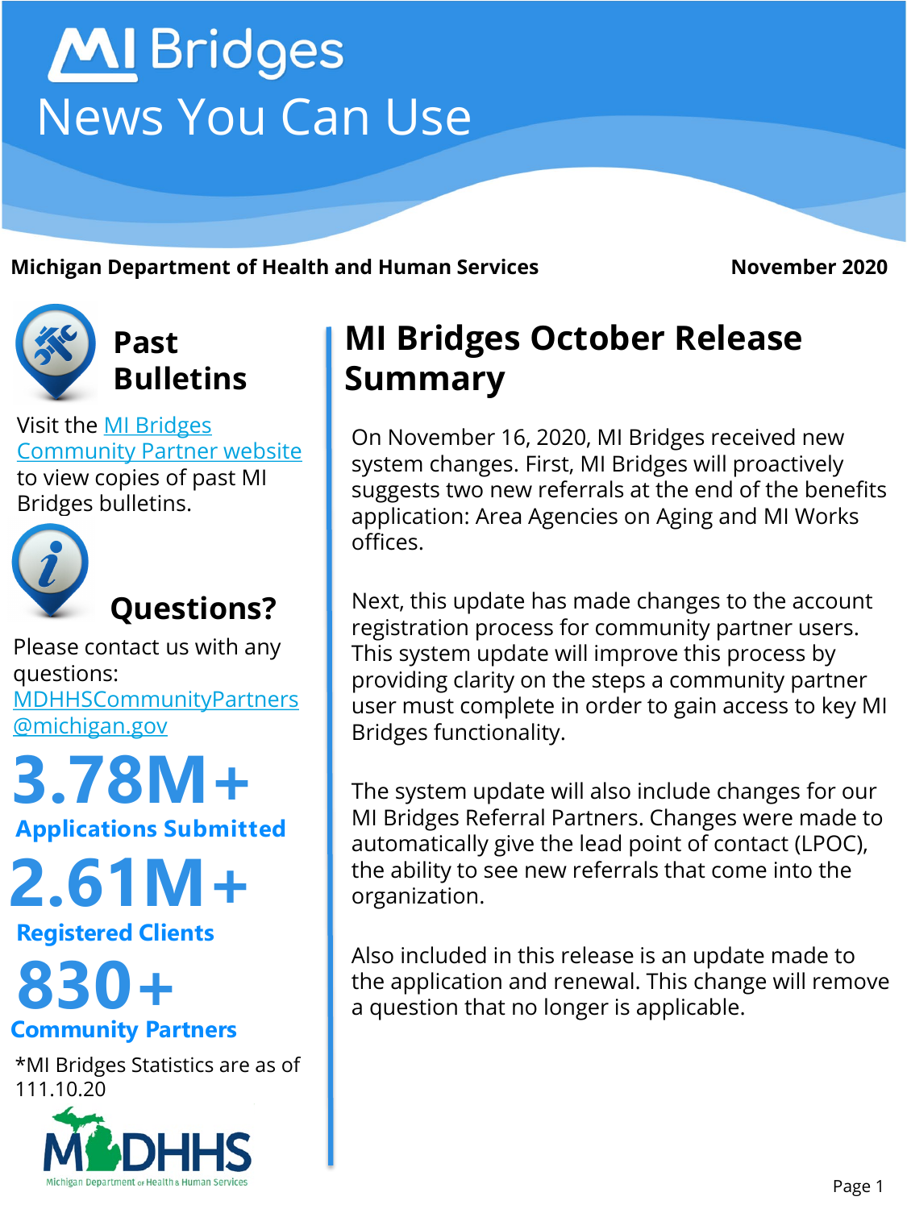# MI Bridges

## News You Can Use

**Michigan Department of Health and Human Services** **November 2020**

### Past Bulletins

Visit the MI Bridges Community Partner website to view copies of past MI Bridges bulletins.

### Questions?

Please contact us with any questions: MDHHSCommunityPartners@michigan.gov

**3.78M+**
**Applications Submitted**

**2.61M+**
**Registered Clients**

**830+**
**Community Partners**

*MI Bridges Statistics are as of 111.10.20

## MI Bridges October Release Summary

On November 16, 2020, MI Bridges received new system changes. First, MI Bridges will proactively suggests two new referrals at the end of the benefits application: Area Agencies on Aging and MI Works offices.

Next, this update has made changes to the account registration process for community partner users. This system update will improve this process by providing clarity on the steps a community partner user must complete in order to gain access to key MI Bridges functionality.

The system update will also include changes for our MI Bridges Referral Partners. Changes were made to automatically give the lead point of contact (LPOC), the ability to see new referrals that come into the organization.

Also included in this release is an update made to the application and renewal. This change will remove a question that no longer is applicable.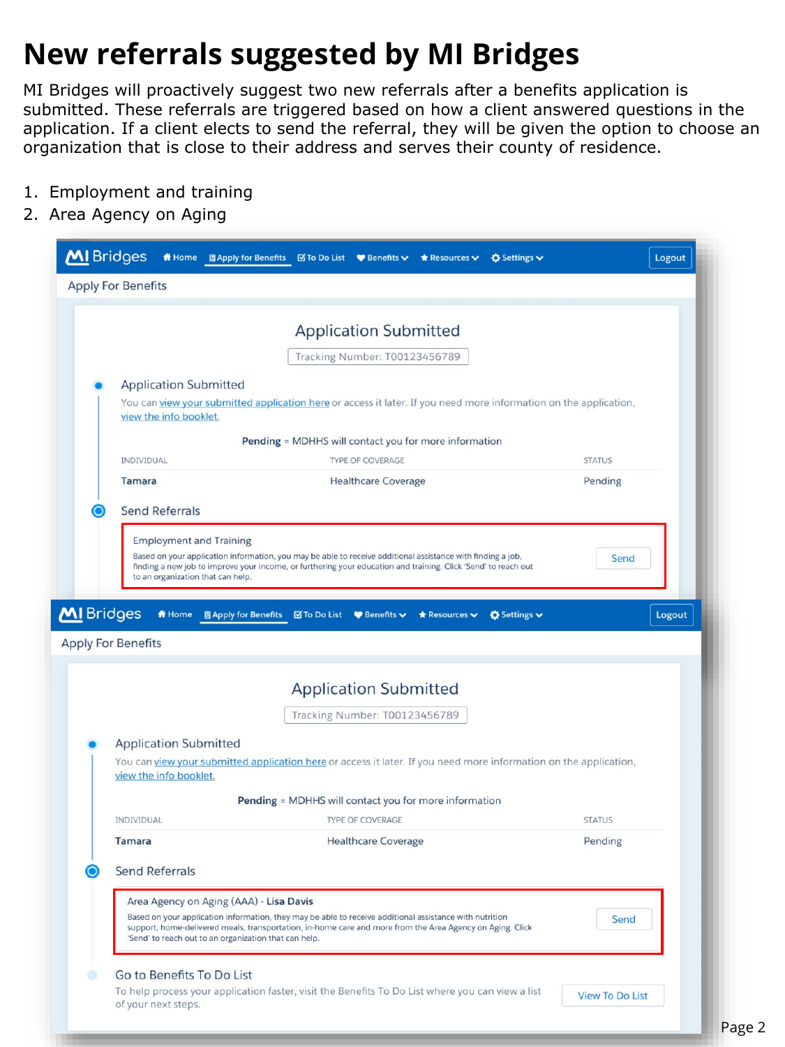# New referrals suggested by MI Bridges

MI Bridges will proactively suggest two new referrals after a benefits application is submitted. These referrals are triggered based on how a client answered questions in the application. If a client elects to send the referral, they will be given the option to choose an organization that is close to their address and serves their county of residence.

1. Employment and training
2. Area Agency on Aging

MI Bridges | Home | Apply for Benefits | To Do List | Benefits | Resources | Settings | Logout

Apply For Benefits

## Application Submitted

Tracking Number: T00123456789

**Application Submitted**

You can view your submitted application here or access it later. If you need more information on the application, view the info booklet.

**Pending** = MDHHS will contact you for more information

| INDIVIDUAL | TYPE OF COVERAGE | STATUS |
| --- | --- | --- |
| **Tamara** | Healthcare Coverage | Pending |

**Send Referrals**

Employment and Training

Based on your application information, you may be able to receive additional assistance with finding a job, finding a new job to improve your income, or furthering your education and training. Click 'Send' to reach out to an organization that can help.

Send

MI Bridges | Home | Apply for Benefits | To Do List | Benefits | Resources | Settings | Logout

Apply For Benefits

## Application Submitted

Tracking Number: T00123456789

**Application Submitted**

You can view your submitted application here or access it later. If you need more information on the application, view the info booklet.

**Pending** = MDHHS will contact you for more information

| INDIVIDUAL | TYPE OF COVERAGE | STATUS |
| --- | --- | --- |
| **Tamara** | Healthcare Coverage | Pending |

**Send Referrals**

Area Agency on Aging (AAA) - **Lisa Davis**

Based on your application information, they may be able to receive additional assistance with nutrition support, home-delivered meals, transportation, in-home care and more from the Area Agency on Aging. Click 'Send' to reach out to an organization that can help.

Send

**Go to Benefits To Do List**

To help process your application faster, visit the Benefits To Do List where you can view a list of your next steps.

View To Do List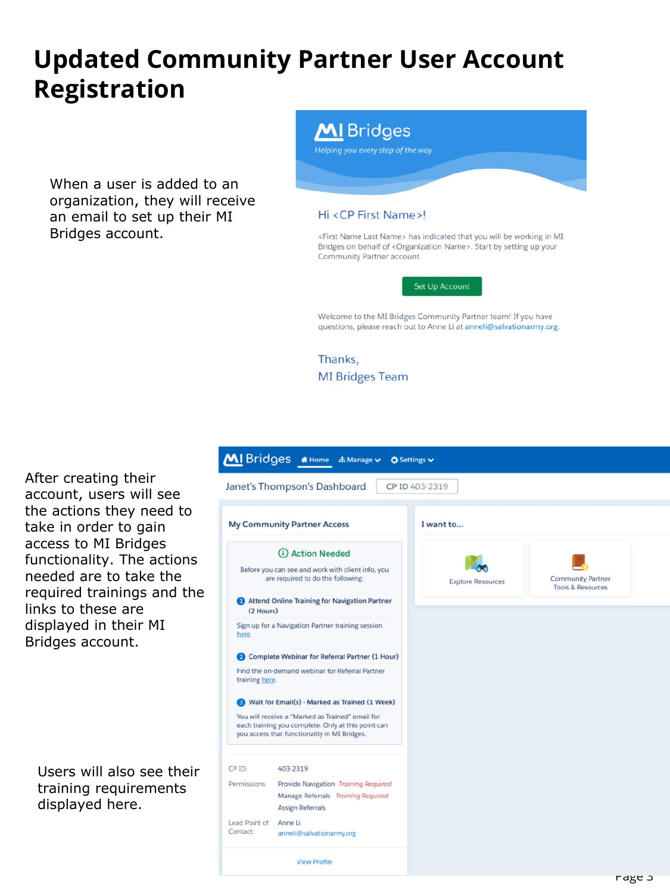# Updated Community Partner User Account Registration

When a user is added to an organization, they will receive an email to set up their MI Bridges account.

MI Bridges

*Helping you every step of the way*

Hi <CP First Name>!

<First Name Last Name> has indicated that you will be working in MI Bridges on behalf of <Organization Name>. Start by setting up your Community Partner account.

Set Up Account

Welcome to the MI Bridges Community Partner team! If you have questions, please reach out to Anne Li at anneli@salvationarmy.org.

Thanks,
MI Bridges Team

After creating their account, users will see the actions they need to take in order to gain access to MI Bridges functionality. The actions needed are to take the required trainings and the links to these are displayed in their MI Bridges account.

MI Bridges | Home | Manage | Settings

Janet's Thompson's Dashboard | CP ID 403-2319

**My Community Partner Access**

**Action Needed**

Before you can see and work with client info, you are required to do the following:

1. **Attend Online Training for Navigation Partner (2 Hours)**
   Sign up for a Navigation Partner training session here.
2. **Complete Webinar for Referral Partner (1 Hour)**
   Find the on-demand webinar for Referral Partner training here.
3. **Wait for Email(s) - Marked as Trained (1 Week)**
   You will receive a "Marked as Trained" email for each training you complete. Only at this point can you access that functionality in MI Bridges.

**I want to...**

Explore Resources

Community Partner Tools & Resources

Users will also see their training requirements displayed here.

CP ID: 403-2319

Permissions: Provide Navigation *Training Required*
Manage Referrals *Training Required*
Assign Referrals

Lead Point of Contact: Anne Li
anneli@salvationarmy.org

View Profile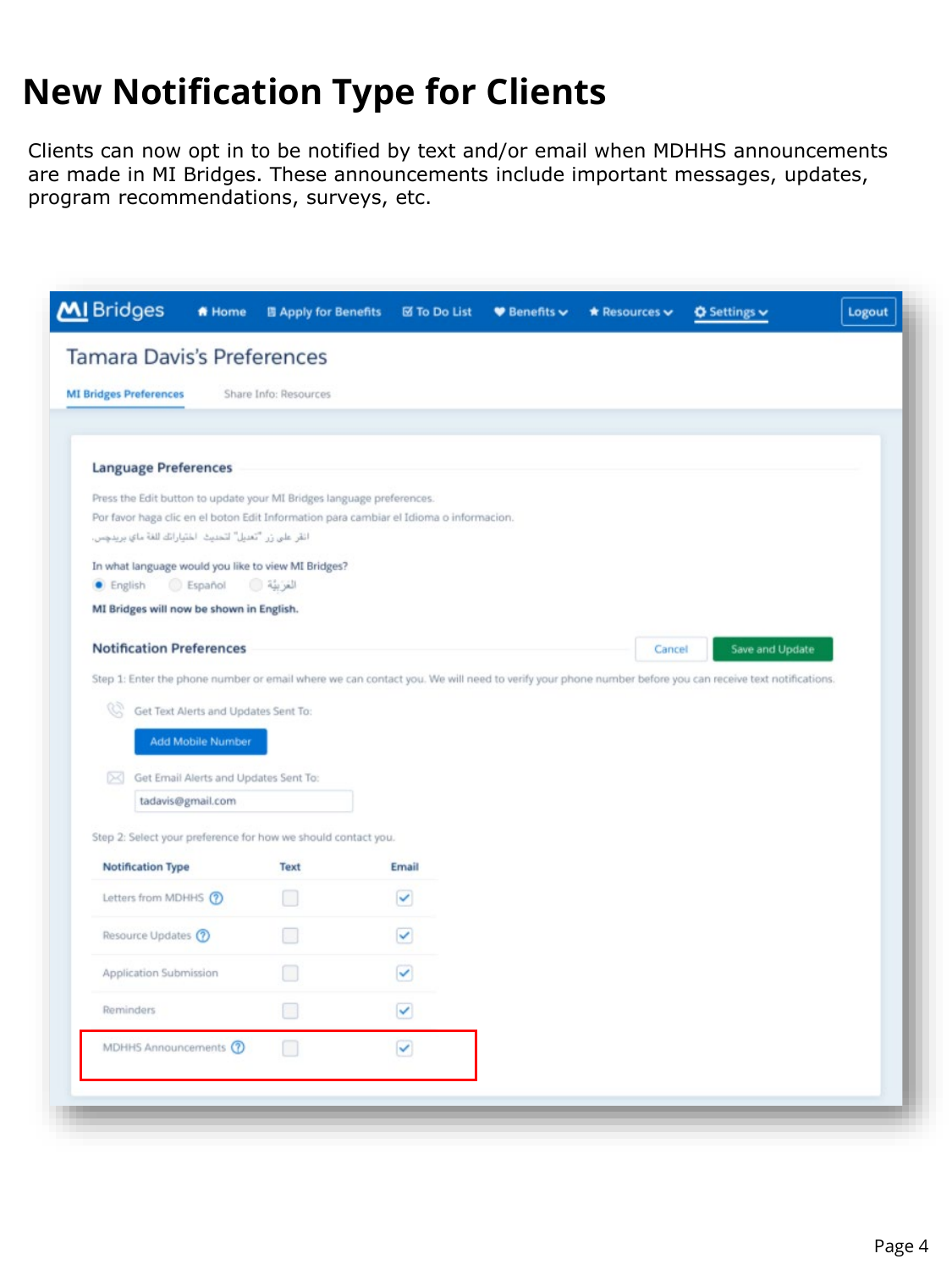# New Notification Type for Clients

Clients can now opt in to be notified by text and/or email when MDHHS announcements are made in MI Bridges. These announcements include important messages, updates, program recommendations, surveys, etc.

MI Bridges | Home | Apply for Benefits | To Do List | Benefits | Resources | Settings | Logout

## Tamara Davis's Preferences

MI Bridges Preferences | Share Info: Resources

### Language Preferences

Press the Edit button to update your MI Bridges language preferences.
Por favor haga clic en el boton Edit Information para cambiar el Idioma o informacion.
انقر على زر "تعديل" لتحديث اختياراتك للغة ماي بريدجس.

In what language would you like to view MI Bridges?

- (●) English
- ( ) Español
- ( ) العربية

**MI Bridges will now be shown in English.**

### Notification Preferences

Cancel | Save and Update

Step 1: Enter the phone number or email where we can contact you. We will need to verify your phone number before you can receive text notifications.

Get Text Alerts and Updates Sent To:

Add Mobile Number

Get Email Alerts and Updates Sent To:

tadavis@gmail.com

Step 2: Select your preference for how we should contact you.

| Notification Type | Text | Email |
|---|---|---|
| Letters from MDHHS | ☐ | ☑ |
| Resource Updates | ☐ | ☑ |
| Application Submission | ☐ | ☑ |
| Reminders | ☐ | ☑ |
| MDHHS Announcements | ☐ | ☑ |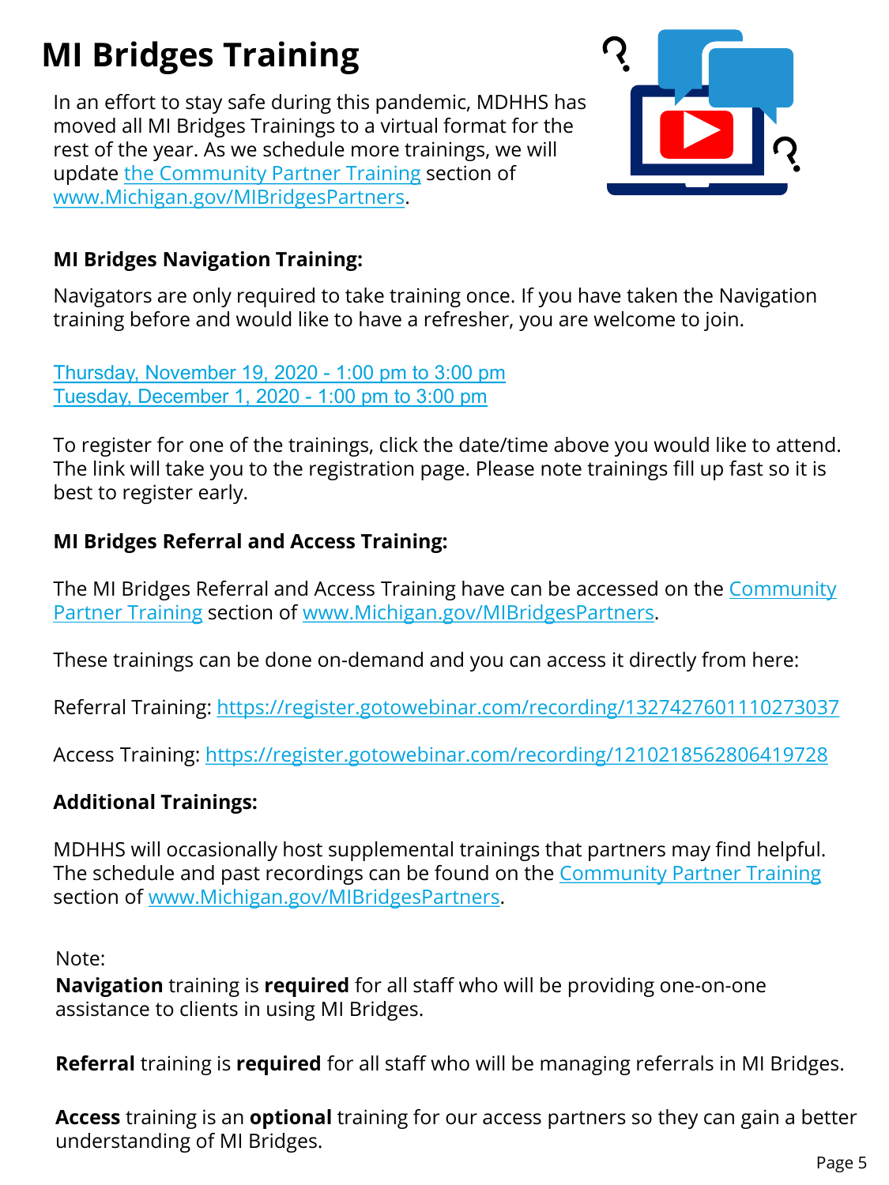# MI Bridges Training

In an effort to stay safe during this pandemic, MDHHS has moved all MI Bridges Trainings to a virtual format for the rest of the year. As we schedule more trainings, we will update the Community Partner Training section of www.Michigan.gov/MIBridgesPartners.

**MI Bridges Navigation Training:**

Navigators are only required to take training once. If you have taken the Navigation training before and would like to have a refresher, you are welcome to join.

Thursday, November 19, 2020 - 1:00 pm to 3:00 pm
Tuesday, December 1, 2020 - 1:00 pm to 3:00 pm

To register for one of the trainings, click the date/time above you would like to attend. The link will take you to the registration page. Please note trainings fill up fast so it is best to register early.

**MI Bridges Referral and Access Training:**

The MI Bridges Referral and Access Training have can be accessed on the Community Partner Training section of www.Michigan.gov/MIBridgesPartners.

These trainings can be done on-demand and you can access it directly from here:

Referral Training: https://register.gotowebinar.com/recording/1327427601110273037

Access Training: https://register.gotowebinar.com/recording/1210218562806419728

**Additional Trainings:**

MDHHS will occasionally host supplemental trainings that partners may find helpful. The schedule and past recordings can be found on the Community Partner Training section of www.Michigan.gov/MIBridgesPartners.

Note:
**Navigation** training is **required** for all staff who will be providing one-on-one assistance to clients in using MI Bridges.

**Referral** training is **required** for all staff who will be managing referrals in MI Bridges.

**Access** training is an **optional** training for our access partners so they can gain a better understanding of MI Bridges.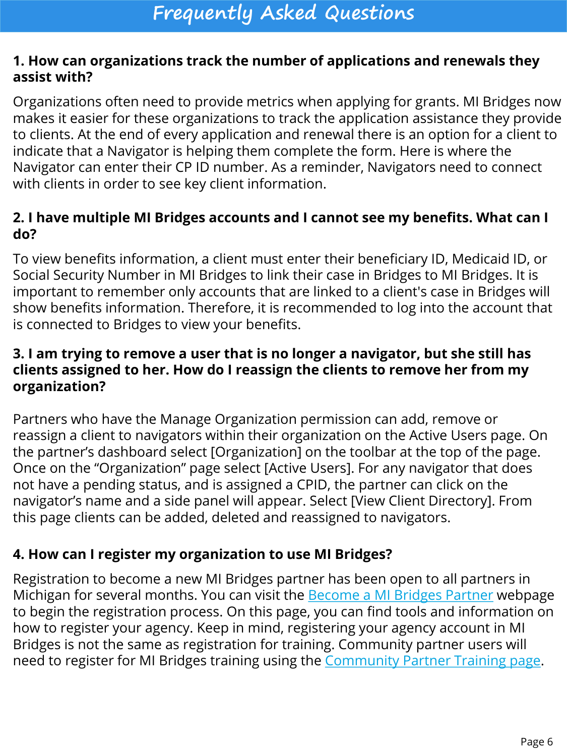# Frequently Asked Questions

**1. How can organizations track the number of applications and renewals they assist with?**

Organizations often need to provide metrics when applying for grants. MI Bridges now makes it easier for these organizations to track the application assistance they provide to clients. At the end of every application and renewal there is an option for a client to indicate that a Navigator is helping them complete the form. Here is where the Navigator can enter their CP ID number. As a reminder, Navigators need to connect with clients in order to see key client information.

**2. I have multiple MI Bridges accounts and I cannot see my benefits. What can I do?**

To view benefits information, a client must enter their beneficiary ID, Medicaid ID, or Social Security Number in MI Bridges to link their case in Bridges to MI Bridges. It is important to remember only accounts that are linked to a client's case in Bridges will show benefits information. Therefore, it is recommended to log into the account that is connected to Bridges to view your benefits.

**3. I am trying to remove a user that is no longer a navigator, but she still has clients assigned to her. How do I reassign the clients to remove her from my organization?**

Partners who have the Manage Organization permission can add, remove or reassign a client to navigators within their organization on the Active Users page. On the partner's dashboard select [Organization] on the toolbar at the top of the page. Once on the "Organization" page select [Active Users]. For any navigator that does not have a pending status, and is assigned a CPID, the partner can click on the navigator's name and a side panel will appear. Select [View Client Directory]. From this page clients can be added, deleted and reassigned to navigators.

**4. How can I register my organization to use MI Bridges?**

Registration to become a new MI Bridges partner has been open to all partners in Michigan for several months. You can visit the Become a MI Bridges Partner webpage to begin the registration process. On this page, you can find tools and information on how to register your agency. Keep in mind, registering your agency account in MI Bridges is not the same as registration for training. Community partner users will need to register for MI Bridges training using the Community Partner Training page.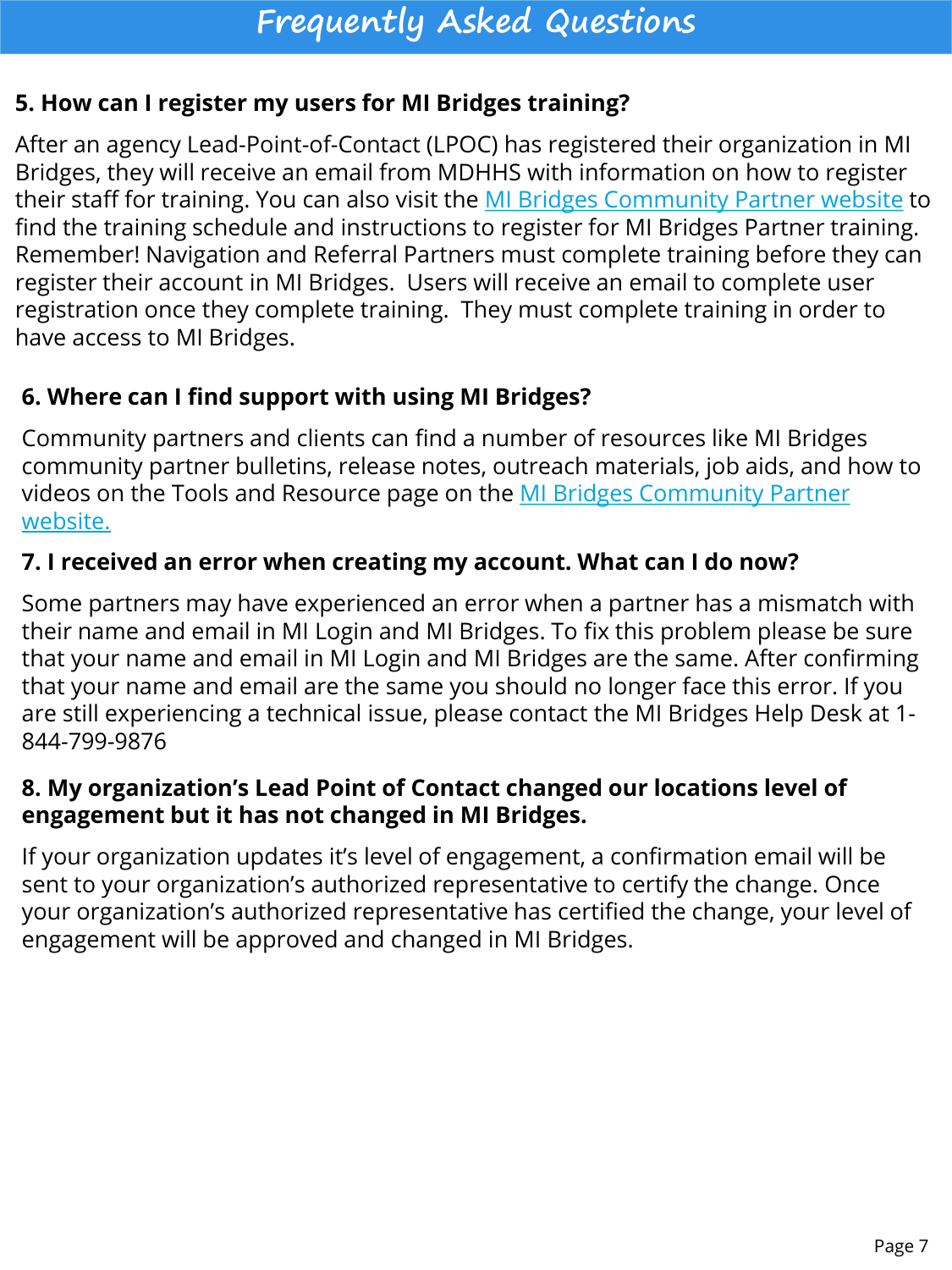# Frequently Asked Questions

**5. How can I register my users for MI Bridges training?**

After an agency Lead-Point-of-Contact (LPOC) has registered their organization in MI Bridges, they will receive an email from MDHHS with information on how to register their staff for training. You can also visit the MI Bridges Community Partner website to find the training schedule and instructions to register for MI Bridges Partner training. Remember! Navigation and Referral Partners must complete training before they can register their account in MI Bridges. Users will receive an email to complete user registration once they complete training. They must complete training in order to have access to MI Bridges.

**6. Where can I find support with using MI Bridges?**

Community partners and clients can find a number of resources like MI Bridges community partner bulletins, release notes, outreach materials, job aids, and how to videos on the Tools and Resource page on the MI Bridges Community Partner website.

**7. I received an error when creating my account. What can I do now?**

Some partners may have experienced an error when a partner has a mismatch with their name and email in MI Login and MI Bridges. To fix this problem please be sure that your name and email in MI Login and MI Bridges are the same. After confirming that your name and email are the same you should no longer face this error. If you are still experiencing a technical issue, please contact the MI Bridges Help Desk at 1-844-799-9876

**8. My organization's Lead Point of Contact changed our locations level of engagement but it has not changed in MI Bridges.**

If your organization updates it's level of engagement, a confirmation email will be sent to your organization's authorized representative to certify the change. Once your organization's authorized representative has certified the change, your level of engagement will be approved and changed in MI Bridges.